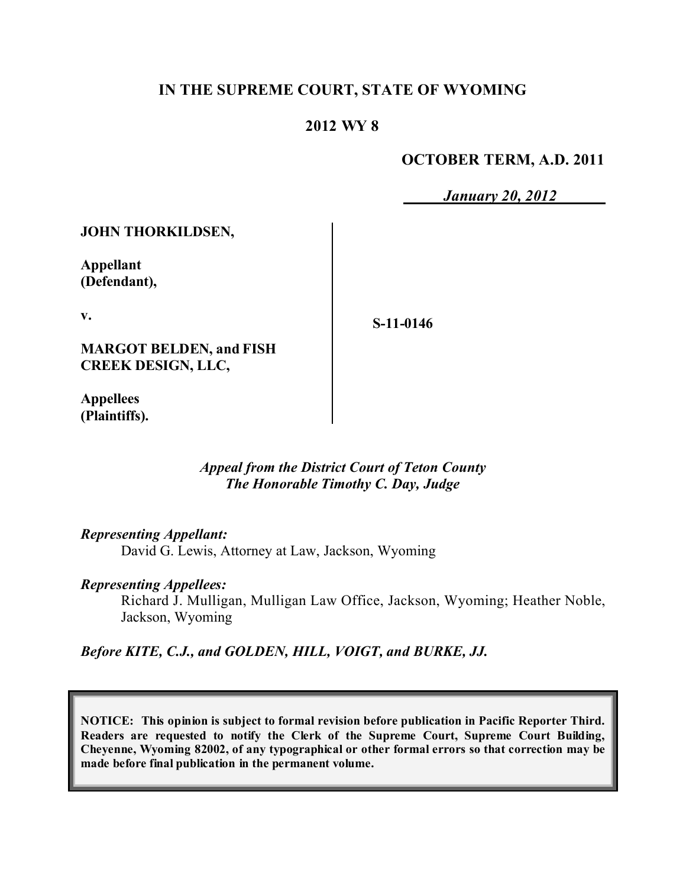**IN THE SUPREME COURT, STATE OF WYOMING**

**2012 WY 8**

**OCTOBER TERM, A.D. 2011**

***January 20, 2012***

**JOHN THORKILDSEN,**

**Appellant (Defendant),**

**v.**

**MARGOT BELDEN, and FISH CREEK DESIGN, LLC,**

**Appellees (Plaintiffs).**

**S-11-0146**

*Appeal from the District Court of Teton County*
*The Honorable Timothy C. Day, Judge*

*Representing Appellant:*
David G. Lewis, Attorney at Law, Jackson, Wyoming

*Representing Appellees:*
Richard J. Mulligan, Mulligan Law Office, Jackson, Wyoming; Heather Noble, Jackson, Wyoming

*Before KITE, C.J., and GOLDEN, HILL, VOIGT, and BURKE, JJ.*

**NOTICE: This opinion is subject to formal revision before publication in Pacific Reporter Third. Readers are requested to notify the Clerk of the Supreme Court, Supreme Court Building, Cheyenne, Wyoming 82002, of any typographical or other formal errors so that correction may be made before final publication in the permanent volume.**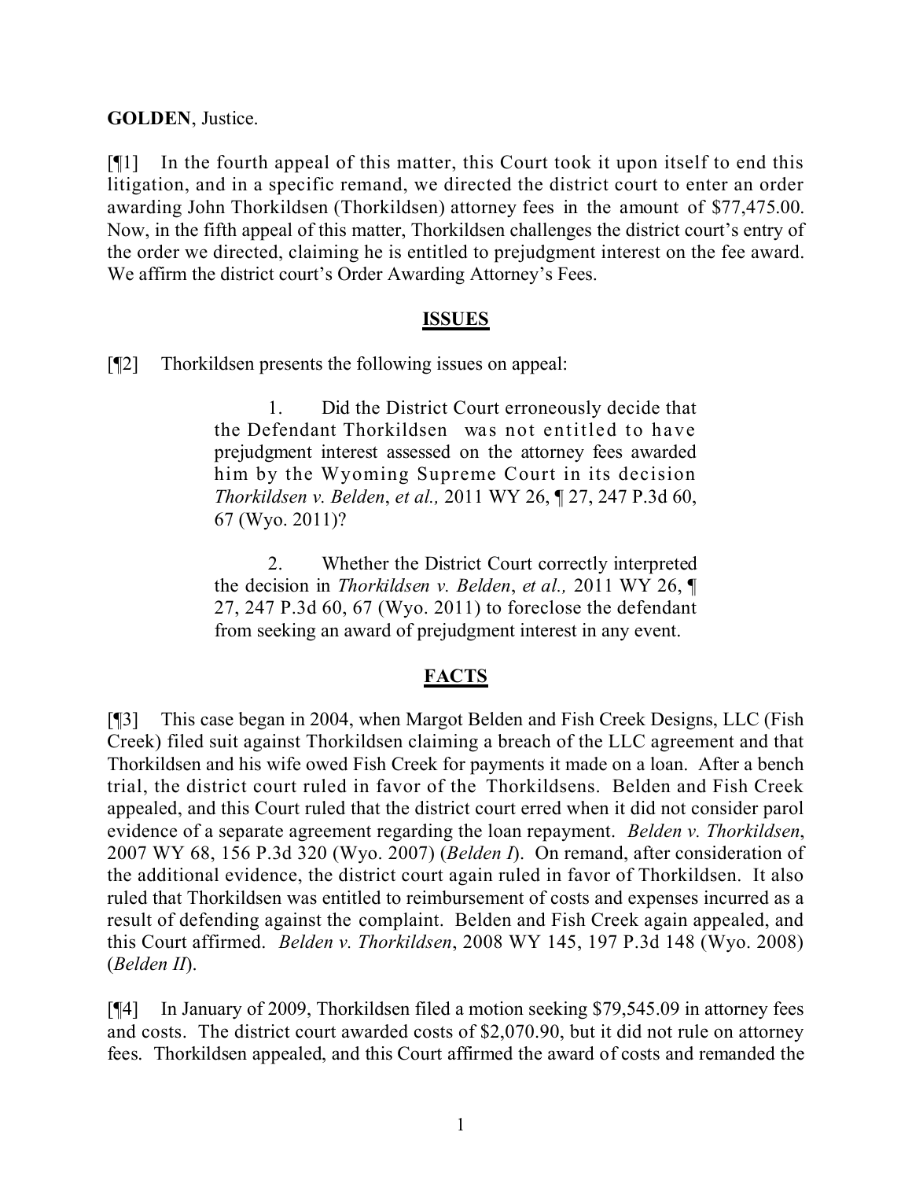**GOLDEN**, Justice.

[¶1] In the fourth appeal of this matter, this Court took it upon itself to end this litigation, and in a specific remand, we directed the district court to enter an order awarding John Thorkildsen (Thorkildsen) attorney fees in the amount of $77,475.00. Now, in the fifth appeal of this matter, Thorkildsen challenges the district court's entry of the order we directed, claiming he is entitled to prejudgment interest on the fee award. We affirm the district court's Order Awarding Attorney's Fees.

## ISSUES

[¶2] Thorkildsen presents the following issues on appeal:

> 1. Did the District Court erroneously decide that the Defendant Thorkildsen was not entitled to have prejudgment interest assessed on the attorney fees awarded him by the Wyoming Supreme Court in its decision *Thorkildsen v. Belden*, *et al.,* 2011 WY 26, ¶ 27, 247 P.3d 60, 67 (Wyo. 2011)?
>
> 2. Whether the District Court correctly interpreted the decision in *Thorkildsen v. Belden*, *et al.,* 2011 WY 26, ¶ 27, 247 P.3d 60, 67 (Wyo. 2011) to foreclose the defendant from seeking an award of prejudgment interest in any event.

## FACTS

[¶3] This case began in 2004, when Margot Belden and Fish Creek Designs, LLC (Fish Creek) filed suit against Thorkildsen claiming a breach of the LLC agreement and that Thorkildsen and his wife owed Fish Creek for payments it made on a loan. After a bench trial, the district court ruled in favor of the Thorkildsens. Belden and Fish Creek appealed, and this Court ruled that the district court erred when it did not consider parol evidence of a separate agreement regarding the loan repayment. *Belden v. Thorkildsen*, 2007 WY 68, 156 P.3d 320 (Wyo. 2007) (*Belden I*). On remand, after consideration of the additional evidence, the district court again ruled in favor of Thorkildsen. It also ruled that Thorkildsen was entitled to reimbursement of costs and expenses incurred as a result of defending against the complaint. Belden and Fish Creek again appealed, and this Court affirmed. *Belden v. Thorkildsen*, 2008 WY 145, 197 P.3d 148 (Wyo. 2008) (*Belden II*).

[¶4] In January of 2009, Thorkildsen filed a motion seeking $79,545.09 in attorney fees and costs. The district court awarded costs of $2,070.90, but it did not rule on attorney fees. Thorkildsen appealed, and this Court affirmed the award of costs and remanded the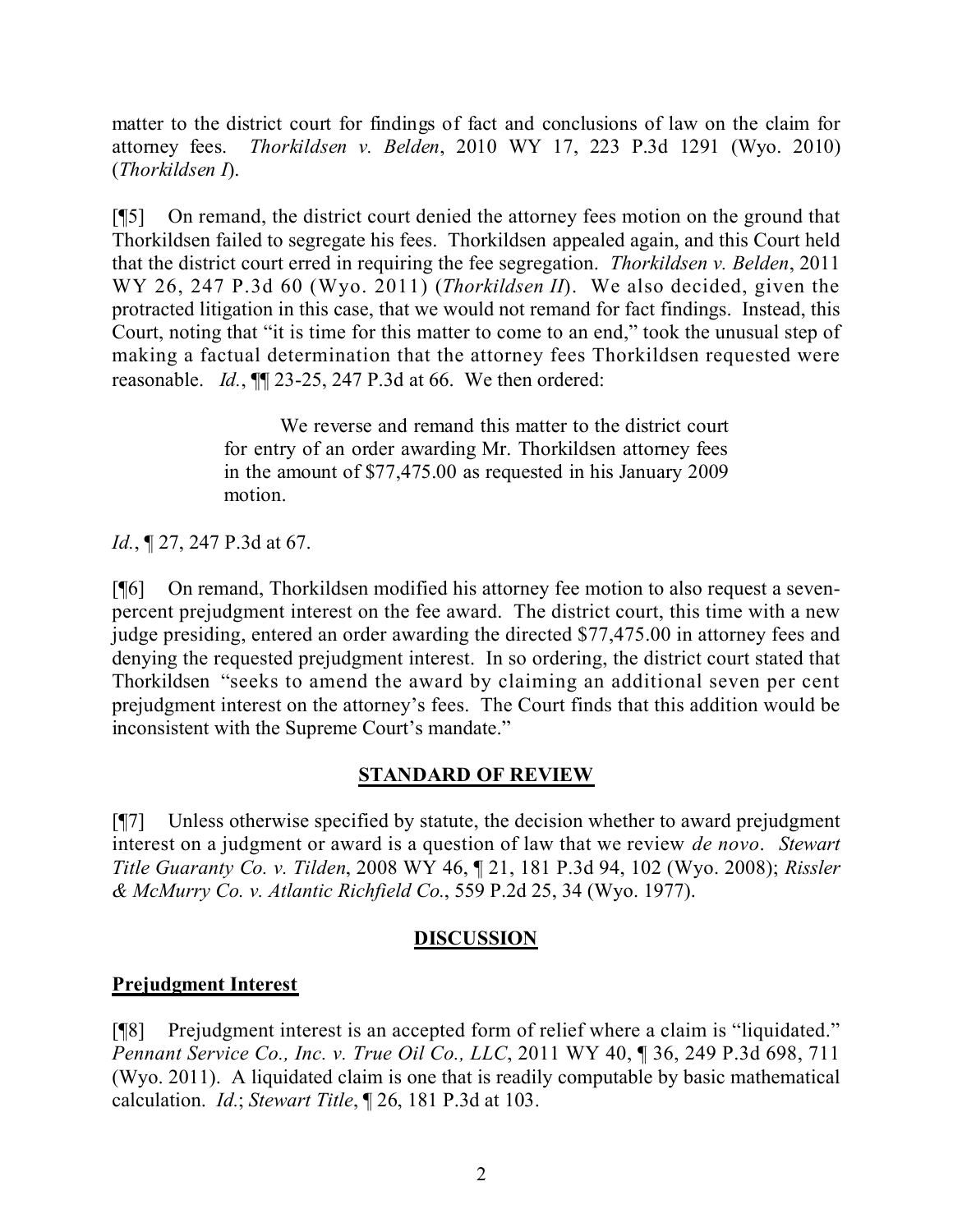matter to the district court for findings of fact and conclusions of law on the claim for attorney fees. *Thorkildsen v. Belden*, 2010 WY 17, 223 P.3d 1291 (Wyo. 2010) (*Thorkildsen I*).

[¶5] On remand, the district court denied the attorney fees motion on the ground that Thorkildsen failed to segregate his fees. Thorkildsen appealed again, and this Court held that the district court erred in requiring the fee segregation. *Thorkildsen v. Belden*, 2011 WY 26, 247 P.3d 60 (Wyo. 2011) (*Thorkildsen II*). We also decided, given the protracted litigation in this case, that we would not remand for fact findings. Instead, this Court, noting that "it is time for this matter to come to an end," took the unusual step of making a factual determination that the attorney fees Thorkildsen requested were reasonable. *Id.*, ¶¶ 23-25, 247 P.3d at 66. We then ordered:

> We reverse and remand this matter to the district court for entry of an order awarding Mr. Thorkildsen attorney fees in the amount of $77,475.00 as requested in his January 2009 motion.

*Id.*, ¶ 27, 247 P.3d at 67.

[¶6] On remand, Thorkildsen modified his attorney fee motion to also request a seven-percent prejudgment interest on the fee award. The district court, this time with a new judge presiding, entered an order awarding the directed $77,475.00 in attorney fees and denying the requested prejudgment interest. In so ordering, the district court stated that Thorkildsen "seeks to amend the award by claiming an additional seven per cent prejudgment interest on the attorney's fees. The Court finds that this addition would be inconsistent with the Supreme Court's mandate."

## STANDARD OF REVIEW

[¶7] Unless otherwise specified by statute, the decision whether to award prejudgment interest on a judgment or award is a question of law that we review *de novo*. *Stewart Title Guaranty Co. v. Tilden*, 2008 WY 46, ¶ 21, 181 P.3d 94, 102 (Wyo. 2008); *Rissler & McMurry Co. v. Atlantic Richfield Co.*, 559 P.2d 25, 34 (Wyo. 1977).

## DISCUSSION

### Prejudgment Interest

[¶8] Prejudgment interest is an accepted form of relief where a claim is "liquidated." *Pennant Service Co., Inc. v. True Oil Co., LLC*, 2011 WY 40, ¶ 36, 249 P.3d 698, 711 (Wyo. 2011). A liquidated claim is one that is readily computable by basic mathematical calculation. *Id.*; *Stewart Title*, ¶ 26, 181 P.3d at 103.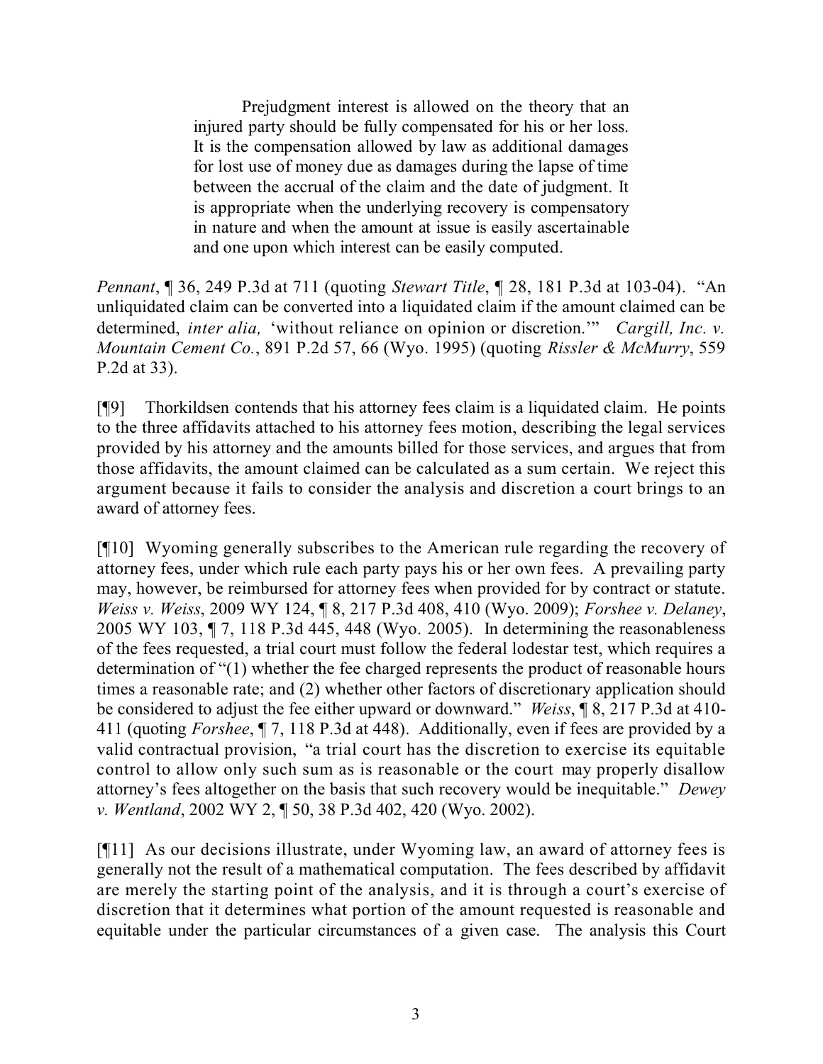> Prejudgment interest is allowed on the theory that an injured party should be fully compensated for his or her loss. It is the compensation allowed by law as additional damages for lost use of money due as damages during the lapse of time between the accrual of the claim and the date of judgment. It is appropriate when the underlying recovery is compensatory in nature and when the amount at issue is easily ascertainable and one upon which interest can be easily computed.

*Pennant*, ¶ 36, 249 P.3d at 711 (quoting *Stewart Title*, ¶ 28, 181 P.3d at 103-04). "An unliquidated claim can be converted into a liquidated claim if the amount claimed can be determined, *inter alia,* 'without reliance on opinion or discretion.'" *Cargill, Inc. v. Mountain Cement Co.*, 891 P.2d 57, 66 (Wyo. 1995) (quoting *Rissler & McMurry*, 559 P.2d at 33).

[¶9] Thorkildsen contends that his attorney fees claim is a liquidated claim. He points to the three affidavits attached to his attorney fees motion, describing the legal services provided by his attorney and the amounts billed for those services, and argues that from those affidavits, the amount claimed can be calculated as a sum certain. We reject this argument because it fails to consider the analysis and discretion a court brings to an award of attorney fees.

[¶10] Wyoming generally subscribes to the American rule regarding the recovery of attorney fees, under which rule each party pays his or her own fees. A prevailing party may, however, be reimbursed for attorney fees when provided for by contract or statute. *Weiss v. Weiss*, 2009 WY 124, ¶ 8, 217 P.3d 408, 410 (Wyo. 2009); *Forshee v. Delaney*, 2005 WY 103, ¶ 7, 118 P.3d 445, 448 (Wyo. 2005). In determining the reasonableness of the fees requested, a trial court must follow the federal lodestar test, which requires a determination of "(1) whether the fee charged represents the product of reasonable hours times a reasonable rate; and (2) whether other factors of discretionary application should be considered to adjust the fee either upward or downward." *Weiss*, ¶ 8, 217 P.3d at 410-411 (quoting *Forshee*, ¶ 7, 118 P.3d at 448). Additionally, even if fees are provided by a valid contractual provision, "a trial court has the discretion to exercise its equitable control to allow only such sum as is reasonable or the court may properly disallow attorney's fees altogether on the basis that such recovery would be inequitable." *Dewey v. Wentland*, 2002 WY 2, ¶ 50, 38 P.3d 402, 420 (Wyo. 2002).

[¶11] As our decisions illustrate, under Wyoming law, an award of attorney fees is generally not the result of a mathematical computation. The fees described by affidavit are merely the starting point of the analysis, and it is through a court's exercise of discretion that it determines what portion of the amount requested is reasonable and equitable under the particular circumstances of a given case. The analysis this Court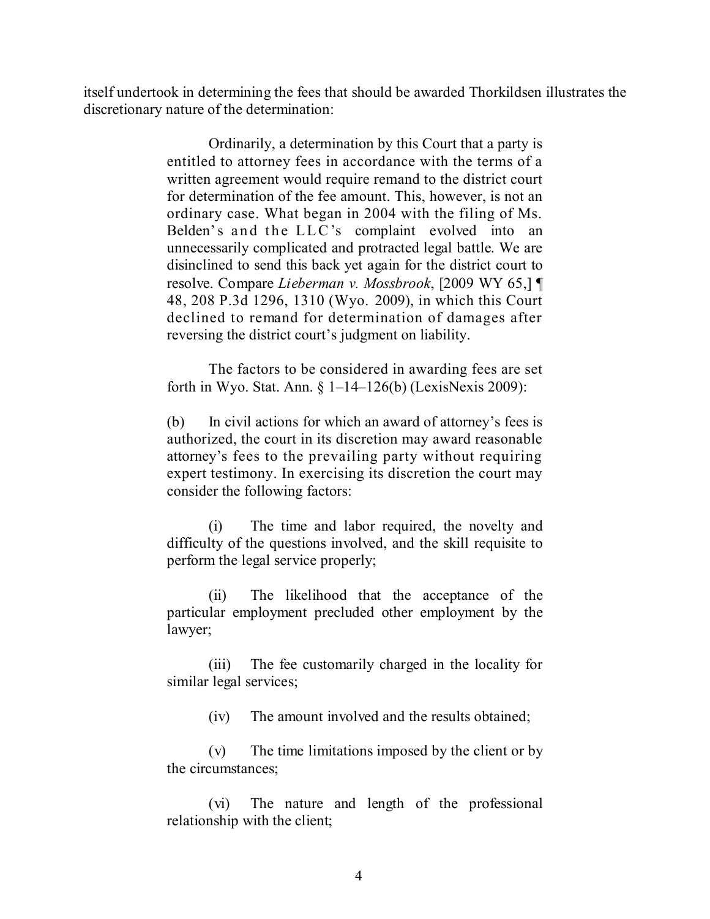itself undertook in determining the fees that should be awarded Thorkildsen illustrates the discretionary nature of the determination:

> Ordinarily, a determination by this Court that a party is entitled to attorney fees in accordance with the terms of a written agreement would require remand to the district court for determination of the fee amount. This, however, is not an ordinary case. What began in 2004 with the filing of Ms. Belden's and the LLC's complaint evolved into an unnecessarily complicated and protracted legal battle. We are disinclined to send this back yet again for the district court to resolve. Compare *Lieberman v. Mossbrook*, [2009 WY 65,] ¶ 48, 208 P.3d 1296, 1310 (Wyo. 2009), in which this Court declined to remand for determination of damages after reversing the district court's judgment on liability.
>
> The factors to be considered in awarding fees are set forth in Wyo. Stat. Ann. § 1–14–126(b) (LexisNexis 2009):
>
> (b) In civil actions for which an award of attorney's fees is authorized, the court in its discretion may award reasonable attorney's fees to the prevailing party without requiring expert testimony. In exercising its discretion the court may consider the following factors:
>
> (i) The time and labor required, the novelty and difficulty of the questions involved, and the skill requisite to perform the legal service properly;
>
> (ii) The likelihood that the acceptance of the particular employment precluded other employment by the lawyer;
>
> (iii) The fee customarily charged in the locality for similar legal services;
>
> (iv) The amount involved and the results obtained;
>
> (v) The time limitations imposed by the client or by the circumstances;
>
> (vi) The nature and length of the professional relationship with the client;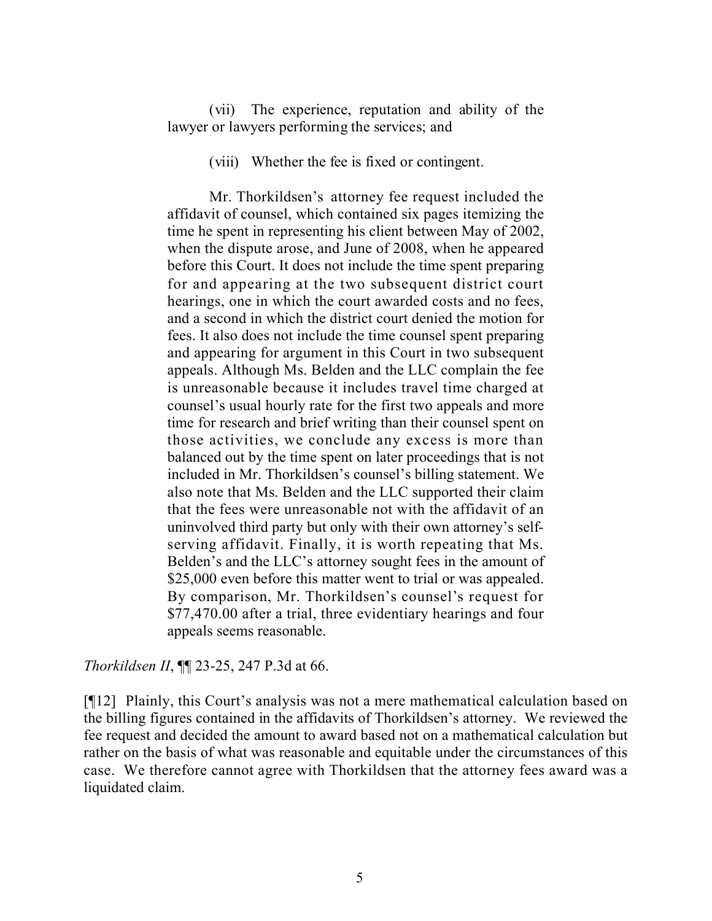> (vii) The experience, reputation and ability of the lawyer or lawyers performing the services; and
>
> (viii) Whether the fee is fixed or contingent.
>
> Mr. Thorkildsen's attorney fee request included the affidavit of counsel, which contained six pages itemizing the time he spent in representing his client between May of 2002, when the dispute arose, and June of 2008, when he appeared before this Court. It does not include the time spent preparing for and appearing at the two subsequent district court hearings, one in which the court awarded costs and no fees, and a second in which the district court denied the motion for fees. It also does not include the time counsel spent preparing and appearing for argument in this Court in two subsequent appeals. Although Ms. Belden and the LLC complain the fee is unreasonable because it includes travel time charged at counsel's usual hourly rate for the first two appeals and more time for research and brief writing than their counsel spent on those activities, we conclude any excess is more than balanced out by the time spent on later proceedings that is not included in Mr. Thorkildsen's counsel's billing statement. We also note that Ms. Belden and the LLC supported their claim that the fees were unreasonable not with the affidavit of an uninvolved third party but only with their own attorney's self-serving affidavit. Finally, it is worth repeating that Ms. Belden's and the LLC's attorney sought fees in the amount of $25,000 even before this matter went to trial or was appealed. By comparison, Mr. Thorkildsen's counsel's request for $77,470.00 after a trial, three evidentiary hearings and four appeals seems reasonable.

*Thorkildsen II*, ¶¶ 23-25, 247 P.3d at 66.

[¶12] Plainly, this Court's analysis was not a mere mathematical calculation based on the billing figures contained in the affidavits of Thorkildsen's attorney. We reviewed the fee request and decided the amount to award based not on a mathematical calculation but rather on the basis of what was reasonable and equitable under the circumstances of this case. We therefore cannot agree with Thorkildsen that the attorney fees award was a liquidated claim.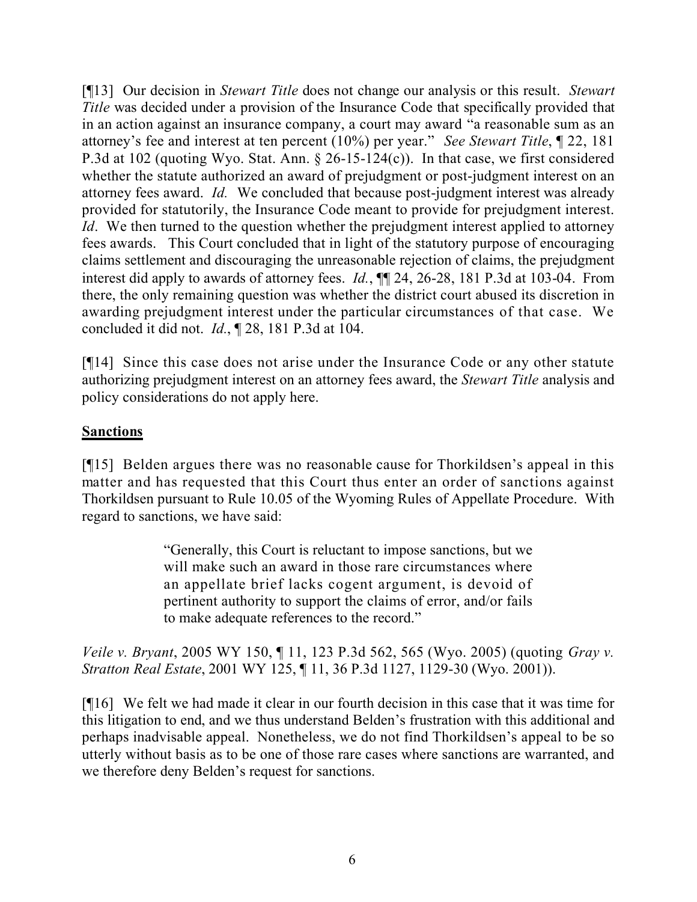[¶13] Our decision in *Stewart Title* does not change our analysis or this result. *Stewart Title* was decided under a provision of the Insurance Code that specifically provided that in an action against an insurance company, a court may award "a reasonable sum as an attorney's fee and interest at ten percent (10%) per year." *See Stewart Title*, ¶ 22, 181 P.3d at 102 (quoting Wyo. Stat. Ann. § 26-15-124(c)). In that case, we first considered whether the statute authorized an award of prejudgment or post-judgment interest on an attorney fees award. *Id.* We concluded that because post-judgment interest was already provided for statutorily, the Insurance Code meant to provide for prejudgment interest. *Id*. We then turned to the question whether the prejudgment interest applied to attorney fees awards. This Court concluded that in light of the statutory purpose of encouraging claims settlement and discouraging the unreasonable rejection of claims, the prejudgment interest did apply to awards of attorney fees. *Id.*, ¶¶ 24, 26-28, 181 P.3d at 103-04. From there, the only remaining question was whether the district court abused its discretion in awarding prejudgment interest under the particular circumstances of that case. We concluded it did not. *Id.*, ¶ 28, 181 P.3d at 104.

[¶14] Since this case does not arise under the Insurance Code or any other statute authorizing prejudgment interest on an attorney fees award, the *Stewart Title* analysis and policy considerations do not apply here.

**Sanctions**

[¶15] Belden argues there was no reasonable cause for Thorkildsen's appeal in this matter and has requested that this Court thus enter an order of sanctions against Thorkildsen pursuant to Rule 10.05 of the Wyoming Rules of Appellate Procedure. With regard to sanctions, we have said:

> "Generally, this Court is reluctant to impose sanctions, but we will make such an award in those rare circumstances where an appellate brief lacks cogent argument, is devoid of pertinent authority to support the claims of error, and/or fails to make adequate references to the record."

*Veile v. Bryant*, 2005 WY 150, ¶ 11, 123 P.3d 562, 565 (Wyo. 2005) (quoting *Gray v. Stratton Real Estate*, 2001 WY 125, ¶ 11, 36 P.3d 1127, 1129-30 (Wyo. 2001)).

[¶16] We felt we had made it clear in our fourth decision in this case that it was time for this litigation to end, and we thus understand Belden's frustration with this additional and perhaps inadvisable appeal. Nonetheless, we do not find Thorkildsen's appeal to be so utterly without basis as to be one of those rare cases where sanctions are warranted, and we therefore deny Belden's request for sanctions.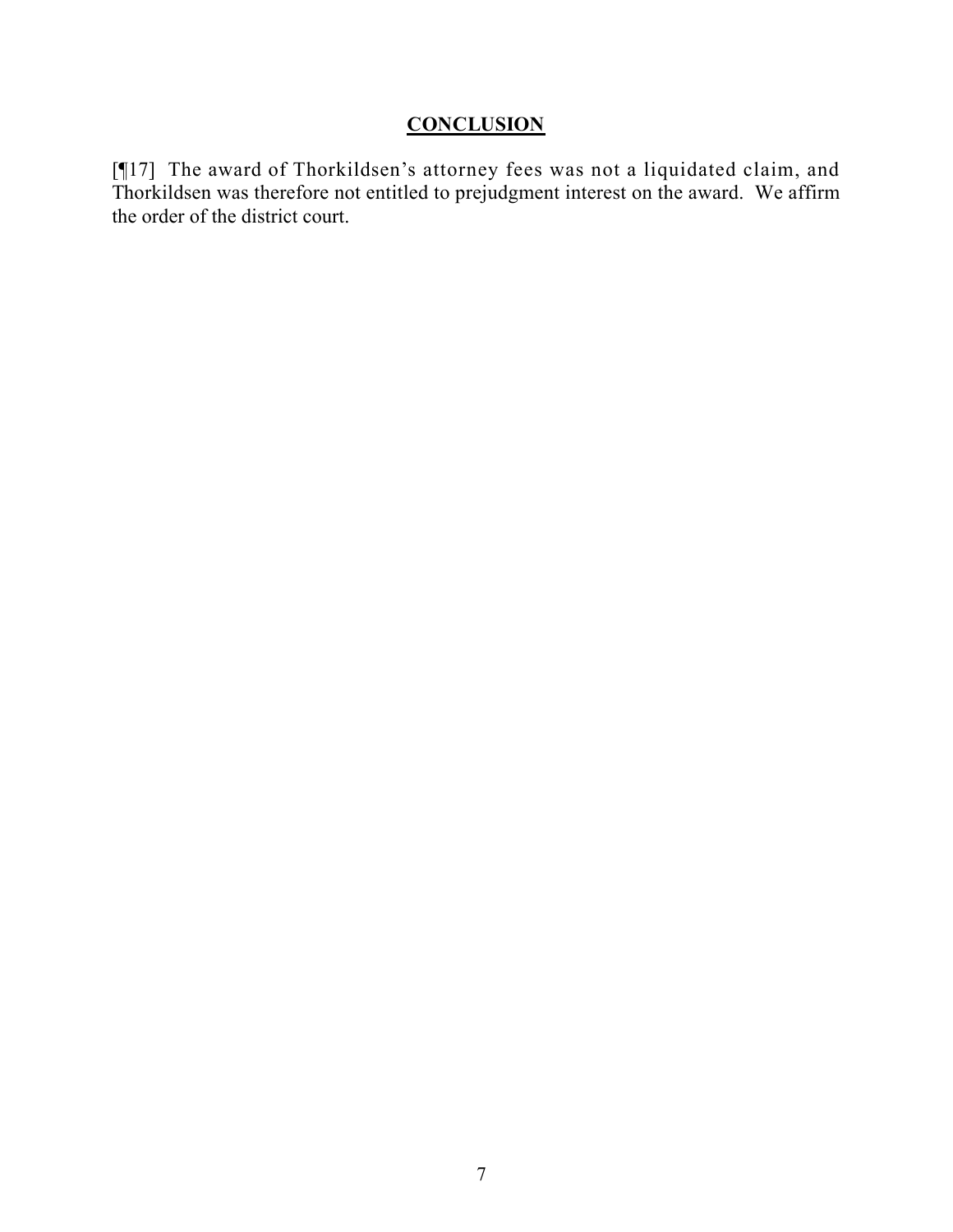## CONCLUSION

[¶17] The award of Thorkildsen's attorney fees was not a liquidated claim, and Thorkildsen was therefore not entitled to prejudgment interest on the award. We affirm the order of the district court.